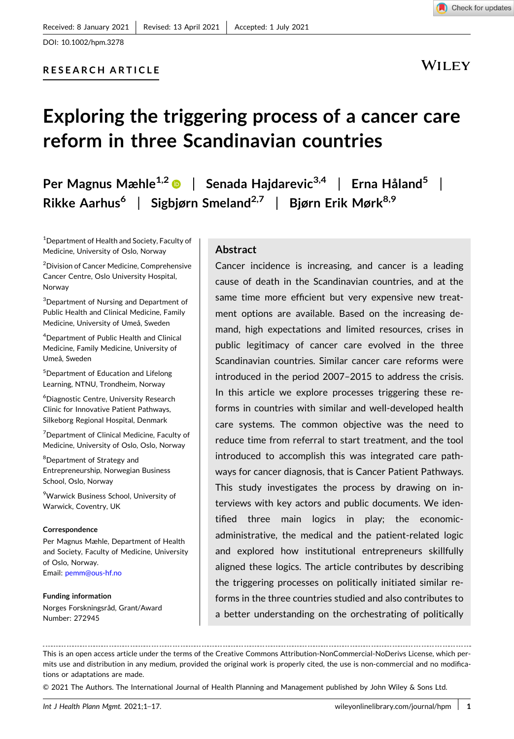Received: 8 January 2021 | Revised: 13 April 2021 | Accepted: 1 July 2021

DOI: 10.1002/hpm.3278

RESEARCH ARTICLE

# Exploring the triggering process of a cancer care reform in three Scandinavian countries

**Per Magnus Mæhle[1,2] | Senada Hajdarevic[3,4] | Erna Håland[5] | Rikke Aarhus[6] | Sigbjørn Smeland[2,7] | Bjørn Erik Mørk[8,9]**

[1]Department of Health and Society, Faculty of Medicine, University of Oslo, Norway

[2]Division of Cancer Medicine, Comprehensive Cancer Centre, Oslo University Hospital, Norway

[3]Department of Nursing and Department of Public Health and Clinical Medicine, Family Medicine, University of Umeå, Sweden

[4]Department of Public Health and Clinical Medicine, Family Medicine, University of Umeå, Sweden

[5]Department of Education and Lifelong Learning, NTNU, Trondheim, Norway

[6]Diagnostic Centre, University Research Clinic for Innovative Patient Pathways, Silkeborg Regional Hospital, Denmark

[7]Department of Clinical Medicine, Faculty of Medicine, University of Oslo, Oslo, Norway

[8]Department of Strategy and Entrepreneurship, Norwegian Business School, Oslo, Norway

[9]Warwick Business School, University of Warwick, Coventry, UK

**Correspondence**

Per Magnus Mæhle, Department of Health and Society, Faculty of Medicine, University of Oslo, Norway.
Email: pemm@ous-hf.no

**Funding information**

Norges Forskningsråd, Grant/Award Number: 272945

## Abstract

Cancer incidence is increasing, and cancer is a leading cause of death in the Scandinavian countries, and at the same time more efficient but very expensive new treatment options are available. Based on the increasing demand, high expectations and limited resources, crises in public legitimacy of cancer care evolved in the three Scandinavian countries. Similar cancer care reforms were introduced in the period 2007–2015 to address the crisis. In this article we explore processes triggering these reforms in countries with similar and well-developed health care systems. The common objective was the need to reduce time from referral to start treatment, and the tool introduced to accomplish this was integrated care pathways for cancer diagnosis, that is Cancer Patient Pathways. This study investigates the process by drawing on interviews with key actors and public documents. We identified three main logics in play; the economic-administrative, the medical and the patient-related logic and explored how institutional entrepreneurs skillfully aligned these logics. The article contributes by describing the triggering processes on politically initiated similar reforms in the three countries studied and also contributes to a better understanding on the orchestrating of politically

---

This is an open access article under the terms of the Creative Commons Attribution-NonCommercial-NoDerivs License, which permits use and distribution in any medium, provided the original work is properly cited, the use is non-commercial and no modifications or adaptations are made.

© 2021 The Authors. The International Journal of Health Planning and Management published by John Wiley & Sons Ltd.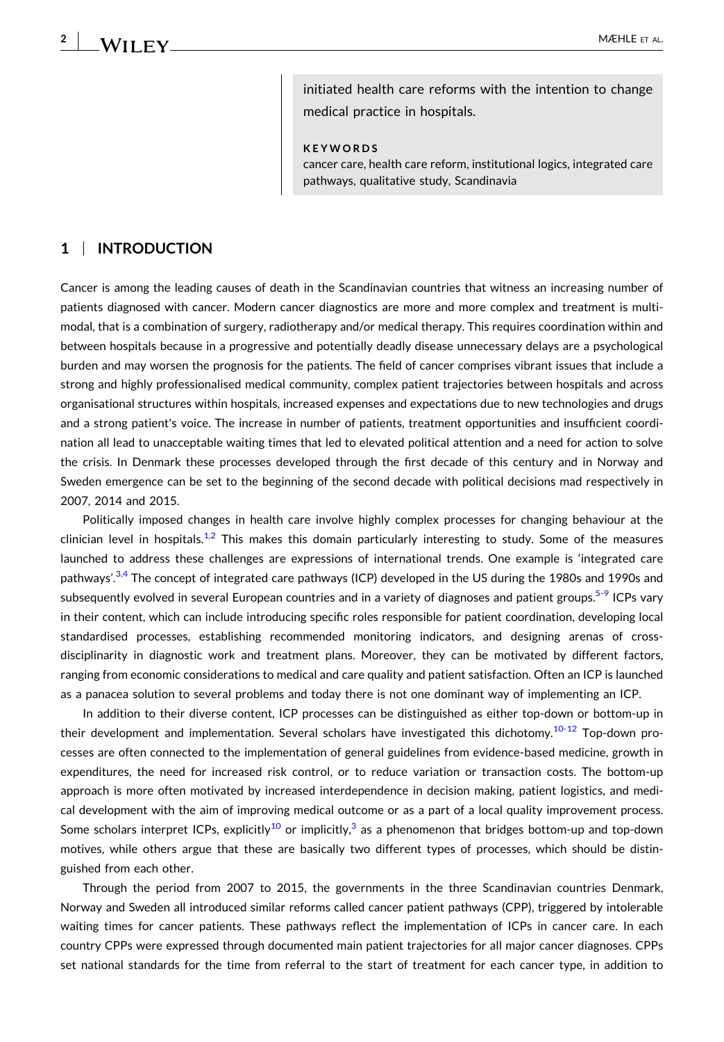initiated health care reforms with the intention to change medical practice in hospitals.

**KEYWORDS**

cancer care, health care reform, institutional logics, integrated care pathways, qualitative study, Scandinavia

## 1 | INTRODUCTION

Cancer is among the leading causes of death in the Scandinavian countries that witness an increasing number of patients diagnosed with cancer. Modern cancer diagnostics are more and more complex and treatment is multimodal, that is a combination of surgery, radiotherapy and/or medical therapy. This requires coordination within and between hospitals because in a progressive and potentially deadly disease unnecessary delays are a psychological burden and may worsen the prognosis for the patients. The field of cancer comprises vibrant issues that include a strong and highly professionalised medical community, complex patient trajectories between hospitals and across organisational structures within hospitals, increased expenses and expectations due to new technologies and drugs and a strong patient's voice. The increase in number of patients, treatment opportunities and insufficient coordination all lead to unacceptable waiting times that led to elevated political attention and a need for action to solve the crisis. In Denmark these processes developed through the first decade of this century and in Norway and Sweden emergence can be set to the beginning of the second decade with political decisions mad respectively in 2007, 2014 and 2015.

Politically imposed changes in health care involve highly complex processes for changing behaviour at the clinician level in hospitals.[1,2] This makes this domain particularly interesting to study. Some of the measures launched to address these challenges are expressions of international trends. One example is 'integrated care pathways'.[3,4] The concept of integrated care pathways (ICP) developed in the US during the 1980s and 1990s and subsequently evolved in several European countries and in a variety of diagnoses and patient groups.[5-9] ICPs vary in their content, which can include introducing specific roles responsible for patient coordination, developing local standardised processes, establishing recommended monitoring indicators, and designing arenas of cross-disciplinarity in diagnostic work and treatment plans. Moreover, they can be motivated by different factors, ranging from economic considerations to medical and care quality and patient satisfaction. Often an ICP is launched as a panacea solution to several problems and today there is not one dominant way of implementing an ICP.

In addition to their diverse content, ICP processes can be distinguished as either top-down or bottom-up in their development and implementation. Several scholars have investigated this dichotomy.[10-12] Top-down processes are often connected to the implementation of general guidelines from evidence-based medicine, growth in expenditures, the need for increased risk control, or to reduce variation or transaction costs. The bottom-up approach is more often motivated by increased interdependence in decision making, patient logistics, and medical development with the aim of improving medical outcome or as a part of a local quality improvement process. Some scholars interpret ICPs, explicitly[10] or implicitly,[3] as a phenomenon that bridges bottom-up and top-down motives, while others argue that these are basically two different types of processes, which should be distinguished from each other.

Through the period from 2007 to 2015, the governments in the three Scandinavian countries Denmark, Norway and Sweden all introduced similar reforms called cancer patient pathways (CPP), triggered by intolerable waiting times for cancer patients. These pathways reflect the implementation of ICPs in cancer care. In each country CPPs were expressed through documented main patient trajectories for all major cancer diagnoses. CPPs set national standards for the time from referral to the start of treatment for each cancer type, in addition to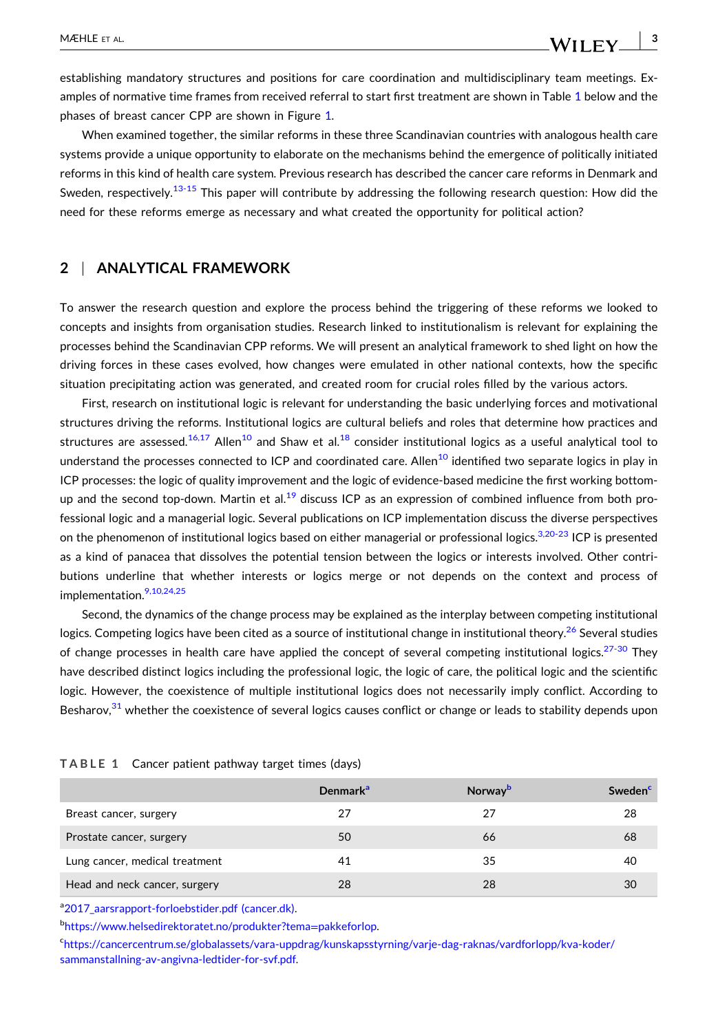establishing mandatory structures and positions for care coordination and multidisciplinary team meetings. Examples of normative time frames from received referral to start first treatment are shown in Table 1 below and the phases of breast cancer CPP are shown in Figure 1.

When examined together, the similar reforms in these three Scandinavian countries with analogous health care systems provide a unique opportunity to elaborate on the mechanisms behind the emergence of politically initiated reforms in this kind of health care system. Previous research has described the cancer care reforms in Denmark and Sweden, respectively.[13-15] This paper will contribute by addressing the following research question: How did the need for these reforms emerge as necessary and what created the opportunity for political action?

## 2 | ANALYTICAL FRAMEWORK

To answer the research question and explore the process behind the triggering of these reforms we looked to concepts and insights from organisation studies. Research linked to institutionalism is relevant for explaining the processes behind the Scandinavian CPP reforms. We will present an analytical framework to shed light on how the driving forces in these cases evolved, how changes were emulated in other national contexts, how the specific situation precipitating action was generated, and created room for crucial roles filled by the various actors.

First, research on institutional logic is relevant for understanding the basic underlying forces and motivational structures driving the reforms. Institutional logics are cultural beliefs and roles that determine how practices and structures are assessed.[16,17] Allen[10] and Shaw et al.[18] consider institutional logics as a useful analytical tool to understand the processes connected to ICP and coordinated care. Allen[10] identified two separate logics in play in ICP processes: the logic of quality improvement and the logic of evidence-based medicine the first working bottom-up and the second top-down. Martin et al.[19] discuss ICP as an expression of combined influence from both professional logic and a managerial logic. Several publications on ICP implementation discuss the diverse perspectives on the phenomenon of institutional logics based on either managerial or professional logics.[3,20-23] ICP is presented as a kind of panacea that dissolves the potential tension between the logics or interests involved. Other contributions underline that whether interests or logics merge or not depends on the context and process of implementation.[9,10,24,25]

Second, the dynamics of the change process may be explained as the interplay between competing institutional logics. Competing logics have been cited as a source of institutional change in institutional theory.[26] Several studies of change processes in health care have applied the concept of several competing institutional logics.[27-30] They have described distinct logics including the professional logic, the logic of care, the political logic and the scientific logic. However, the coexistence of multiple institutional logics does not necessarily imply conflict. According to Besharov,[31] whether the coexistence of several logics causes conflict or change or leads to stability depends upon

**TABLE 1** Cancer patient pathway target times (days)

| | Denmark[a] | Norway[b] | Sweden[c] |
|---|---|---|---|
| Breast cancer, surgery | 27 | 27 | 28 |
| Prostate cancer, surgery | 50 | 66 | 68 |
| Lung cancer, medical treatment | 41 | 35 | 40 |
| Head and neck cancer, surgery | 28 | 28 | 30 |

[a]2017_aarsrapport-forloebstider.pdf (cancer.dk).

[b]https://www.helsedirektoratet.no/produkter?tema=pakkeforlop.

[c]https://cancercentrum.se/globalassets/vara-uppdrag/kunskapsstyrning/varje-dag-raknas/vardforlopp/kva-koder/sammanstallning-av-angivna-ledtider-for-svf.pdf.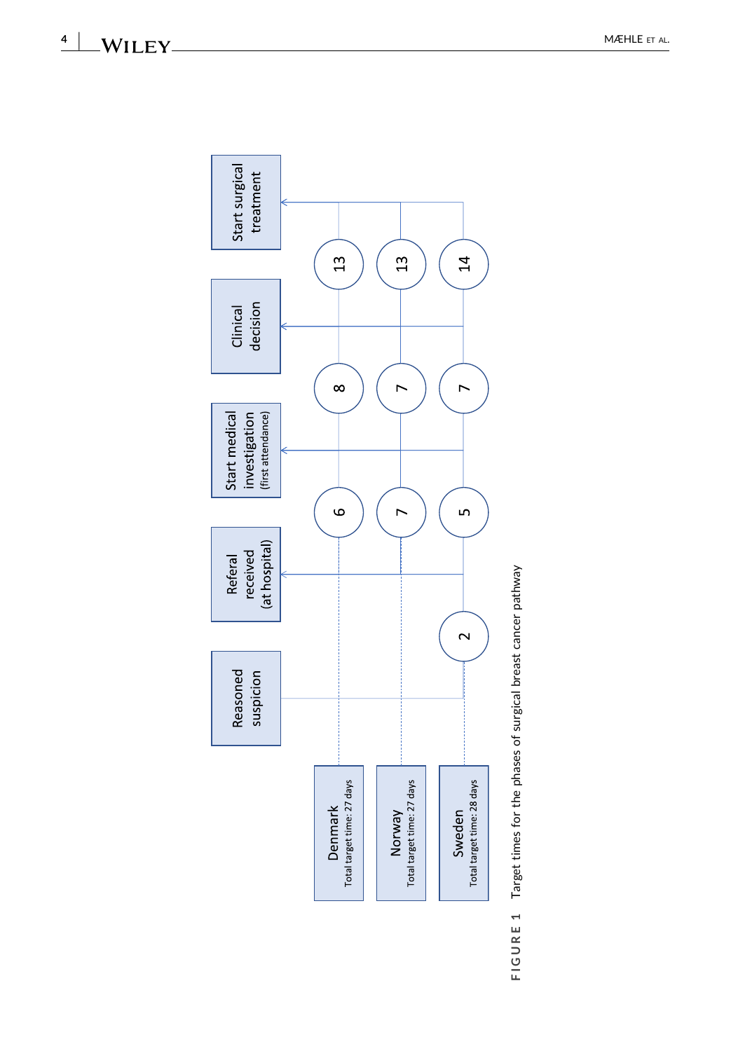| | Reasoned suspicion | Referal received (at hospital) | Start medical investigation (first attendance) | Clinical decision | Start surgical treatment |
|---|---|---|---|---|---|
| Denmark (Total target time: 27 days) | | | 6 | 8 | 13 |
| Norway (Total target time: 27 days) | | | 7 | 7 | 13 |
| Sweden (Total target time: 28 days) | | 2 | 5 | 7 | 14 |

FIGURE 1 Target times for the phases of surgical breast cancer pathway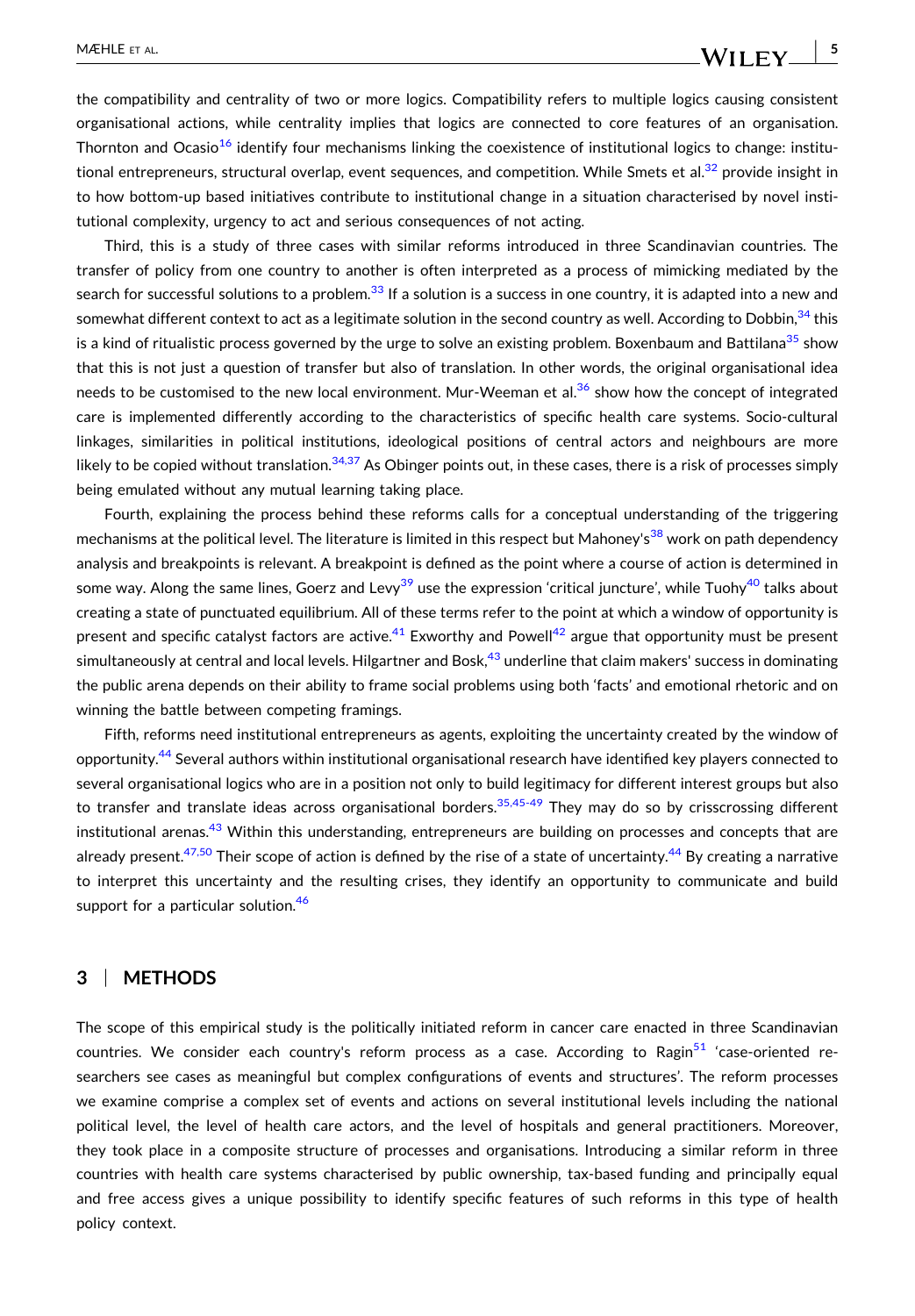the compatibility and centrality of two or more logics. Compatibility refers to multiple logics causing consistent organisational actions, while centrality implies that logics are connected to core features of an organisation. Thornton and Ocasio[16] identify four mechanisms linking the coexistence of institutional logics to change: institutional entrepreneurs, structural overlap, event sequences, and competition. While Smets et al.[32] provide insight in to how bottom-up based initiatives contribute to institutional change in a situation characterised by novel institutional complexity, urgency to act and serious consequences of not acting.

Third, this is a study of three cases with similar reforms introduced in three Scandinavian countries. The transfer of policy from one country to another is often interpreted as a process of mimicking mediated by the search for successful solutions to a problem.[33] If a solution is a success in one country, it is adapted into a new and somewhat different context to act as a legitimate solution in the second country as well. According to Dobbin,[34] this is a kind of ritualistic process governed by the urge to solve an existing problem. Boxenbaum and Battilana[35] show that this is not just a question of transfer but also of translation. In other words, the original organisational idea needs to be customised to the new local environment. Mur-Weeman et al.[36] show how the concept of integrated care is implemented differently according to the characteristics of specific health care systems. Socio-cultural linkages, similarities in political institutions, ideological positions of central actors and neighbours are more likely to be copied without translation.[34,37] As Obinger points out, in these cases, there is a risk of processes simply being emulated without any mutual learning taking place.

Fourth, explaining the process behind these reforms calls for a conceptual understanding of the triggering mechanisms at the political level. The literature is limited in this respect but Mahoney's[38] work on path dependency analysis and breakpoints is relevant. A breakpoint is defined as the point where a course of action is determined in some way. Along the same lines, Goerz and Levy[39] use the expression 'critical juncture', while Tuohy[40] talks about creating a state of punctuated equilibrium. All of these terms refer to the point at which a window of opportunity is present and specific catalyst factors are active.[41] Exworthy and Powell[42] argue that opportunity must be present simultaneously at central and local levels. Hilgartner and Bosk,[43] underline that claim makers' success in dominating the public arena depends on their ability to frame social problems using both 'facts' and emotional rhetoric and on winning the battle between competing framings.

Fifth, reforms need institutional entrepreneurs as agents, exploiting the uncertainty created by the window of opportunity.[44] Several authors within institutional organisational research have identified key players connected to several organisational logics who are in a position not only to build legitimacy for different interest groups but also to transfer and translate ideas across organisational borders.[35,45-49] They may do so by crisscrossing different institutional arenas.[43] Within this understanding, entrepreneurs are building on processes and concepts that are already present.[47,50] Their scope of action is defined by the rise of a state of uncertainty.[44] By creating a narrative to interpret this uncertainty and the resulting crises, they identify an opportunity to communicate and build support for a particular solution.[46]

## 3 | METHODS

The scope of this empirical study is the politically initiated reform in cancer care enacted in three Scandinavian countries. We consider each country's reform process as a case. According to Ragin[51] 'case-oriented researchers see cases as meaningful but complex configurations of events and structures'. The reform processes we examine comprise a complex set of events and actions on several institutional levels including the national political level, the level of health care actors, and the level of hospitals and general practitioners. Moreover, they took place in a composite structure of processes and organisations. Introducing a similar reform in three countries with health care systems characterised by public ownership, tax-based funding and principally equal and free access gives a unique possibility to identify specific features of such reforms in this type of health policy context.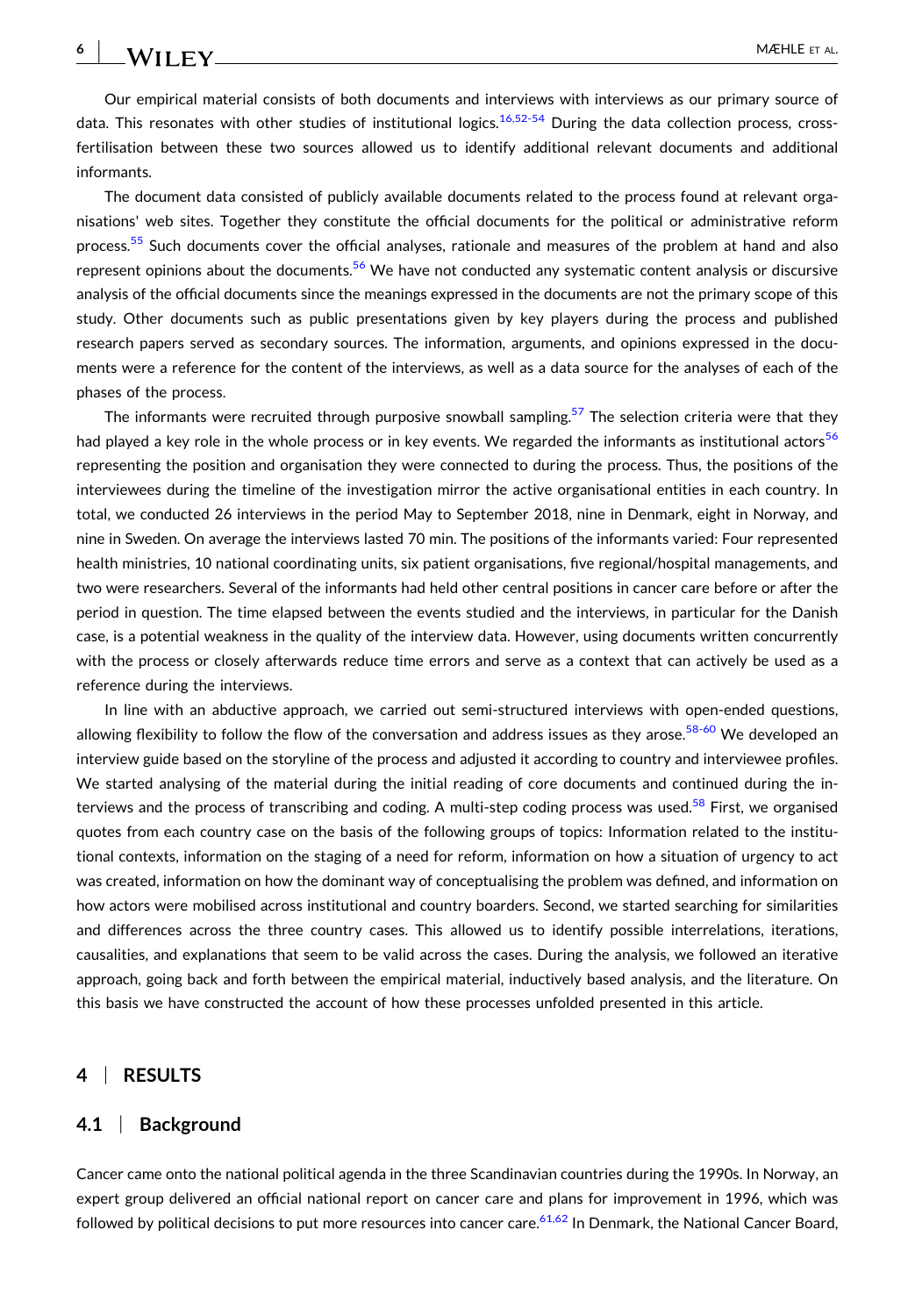Our empirical material consists of both documents and interviews with interviews as our primary source of data. This resonates with other studies of institutional logics.[16,52-54] During the data collection process, cross-fertilisation between these two sources allowed us to identify additional relevant documents and additional informants.

The document data consisted of publicly available documents related to the process found at relevant organisations' web sites. Together they constitute the official documents for the political or administrative reform process.[55] Such documents cover the official analyses, rationale and measures of the problem at hand and also represent opinions about the documents.[56] We have not conducted any systematic content analysis or discursive analysis of the official documents since the meanings expressed in the documents are not the primary scope of this study. Other documents such as public presentations given by key players during the process and published research papers served as secondary sources. The information, arguments, and opinions expressed in the documents were a reference for the content of the interviews, as well as a data source for the analyses of each of the phases of the process.

The informants were recruited through purposive snowball sampling.[57] The selection criteria were that they had played a key role in the whole process or in key events. We regarded the informants as institutional actors[56] representing the position and organisation they were connected to during the process. Thus, the positions of the interviewees during the timeline of the investigation mirror the active organisational entities in each country. In total, we conducted 26 interviews in the period May to September 2018, nine in Denmark, eight in Norway, and nine in Sweden. On average the interviews lasted 70 min. The positions of the informants varied: Four represented health ministries, 10 national coordinating units, six patient organisations, five regional/hospital managements, and two were researchers. Several of the informants had held other central positions in cancer care before or after the period in question. The time elapsed between the events studied and the interviews, in particular for the Danish case, is a potential weakness in the quality of the interview data. However, using documents written concurrently with the process or closely afterwards reduce time errors and serve as a context that can actively be used as a reference during the interviews.

In line with an abductive approach, we carried out semi-structured interviews with open-ended questions, allowing flexibility to follow the flow of the conversation and address issues as they arose.[58-60] We developed an interview guide based on the storyline of the process and adjusted it according to country and interviewee profiles. We started analysing of the material during the initial reading of core documents and continued during the interviews and the process of transcribing and coding. A multi-step coding process was used.[58] First, we organised quotes from each country case on the basis of the following groups of topics: Information related to the institutional contexts, information on the staging of a need for reform, information on how a situation of urgency to act was created, information on how the dominant way of conceptualising the problem was defined, and information on how actors were mobilised across institutional and country boarders. Second, we started searching for similarities and differences across the three country cases. This allowed us to identify possible interrelations, iterations, causalities, and explanations that seem to be valid across the cases. During the analysis, we followed an iterative approach, going back and forth between the empirical material, inductively based analysis, and the literature. On this basis we have constructed the account of how these processes unfolded presented in this article.

## 4 | RESULTS

### 4.1 | Background

Cancer came onto the national political agenda in the three Scandinavian countries during the 1990s. In Norway, an expert group delivered an official national report on cancer care and plans for improvement in 1996, which was followed by political decisions to put more resources into cancer care.[61,62] In Denmark, the National Cancer Board,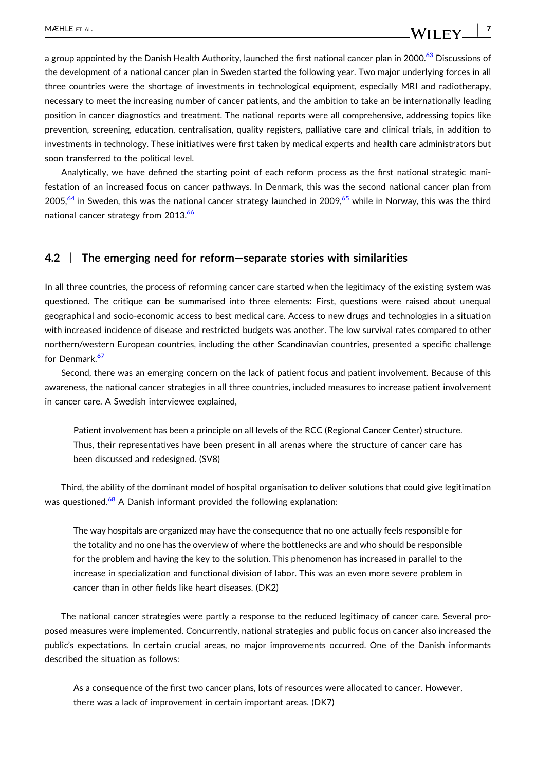a group appointed by the Danish Health Authority, launched the first national cancer plan in 2000.[63] Discussions of the development of a national cancer plan in Sweden started the following year. Two major underlying forces in all three countries were the shortage of investments in technological equipment, especially MRI and radiotherapy, necessary to meet the increasing number of cancer patients, and the ambition to take an be internationally leading position in cancer diagnostics and treatment. The national reports were all comprehensive, addressing topics like prevention, screening, education, centralisation, quality registers, palliative care and clinical trials, in addition to investments in technology. These initiatives were first taken by medical experts and health care administrators but soon transferred to the political level.

Analytically, we have defined the starting point of each reform process as the first national strategic manifestation of an increased focus on cancer pathways. In Denmark, this was the second national cancer plan from 2005,[64] in Sweden, this was the national cancer strategy launched in 2009,[65] while in Norway, this was the third national cancer strategy from 2013.[66]

## 4.2 | The emerging need for reform—separate stories with similarities

In all three countries, the process of reforming cancer care started when the legitimacy of the existing system was questioned. The critique can be summarised into three elements: First, questions were raised about unequal geographical and socio-economic access to best medical care. Access to new drugs and technologies in a situation with increased incidence of disease and restricted budgets was another. The low survival rates compared to other northern/western European countries, including the other Scandinavian countries, presented a specific challenge for Denmark.[67]

Second, there was an emerging concern on the lack of patient focus and patient involvement. Because of this awareness, the national cancer strategies in all three countries, included measures to increase patient involvement in cancer care. A Swedish interviewee explained,

> Patient involvement has been a principle on all levels of the RCC (Regional Cancer Center) structure. Thus, their representatives have been present in all arenas where the structure of cancer care has been discussed and redesigned. (SV8)

Third, the ability of the dominant model of hospital organisation to deliver solutions that could give legitimation was questioned.[68] A Danish informant provided the following explanation:

> The way hospitals are organized may have the consequence that no one actually feels responsible for the totality and no one has the overview of where the bottlenecks are and who should be responsible for the problem and having the key to the solution. This phenomenon has increased in parallel to the increase in specialization and functional division of labor. This was an even more severe problem in cancer than in other fields like heart diseases. (DK2)

The national cancer strategies were partly a response to the reduced legitimacy of cancer care. Several proposed measures were implemented. Concurrently, national strategies and public focus on cancer also increased the public's expectations. In certain crucial areas, no major improvements occurred. One of the Danish informants described the situation as follows:

> As a consequence of the first two cancer plans, lots of resources were allocated to cancer. However, there was a lack of improvement in certain important areas. (DK7)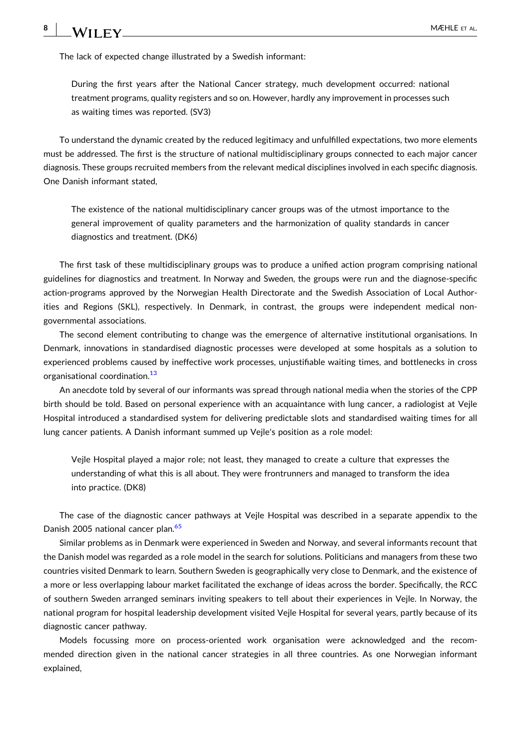The lack of expected change illustrated by a Swedish informant:

> During the first years after the National Cancer strategy, much development occurred: national treatment programs, quality registers and so on. However, hardly any improvement in processes such as waiting times was reported. (SV3)

To understand the dynamic created by the reduced legitimacy and unfulfilled expectations, two more elements must be addressed. The first is the structure of national multidisciplinary groups connected to each major cancer diagnosis. These groups recruited members from the relevant medical disciplines involved in each specific diagnosis. One Danish informant stated,

> The existence of the national multidisciplinary cancer groups was of the utmost importance to the general improvement of quality parameters and the harmonization of quality standards in cancer diagnostics and treatment. (DK6)

The first task of these multidisciplinary groups was to produce a unified action program comprising national guidelines for diagnostics and treatment. In Norway and Sweden, the groups were run and the diagnose-specific action-programs approved by the Norwegian Health Directorate and the Swedish Association of Local Authorities and Regions (SKL), respectively. In Denmark, in contrast, the groups were independent medical non-governmental associations.

The second element contributing to change was the emergence of alternative institutional organisations. In Denmark, innovations in standardised diagnostic processes were developed at some hospitals as a solution to experienced problems caused by ineffective work processes, unjustifiable waiting times, and bottlenecks in cross organisational coordination.[13]

An anecdote told by several of our informants was spread through national media when the stories of the CPP birth should be told. Based on personal experience with an acquaintance with lung cancer, a radiologist at Vejle Hospital introduced a standardised system for delivering predictable slots and standardised waiting times for all lung cancer patients. A Danish informant summed up Vejle's position as a role model:

> Vejle Hospital played a major role; not least, they managed to create a culture that expresses the understanding of what this is all about. They were frontrunners and managed to transform the idea into practice. (DK8)

The case of the diagnostic cancer pathways at Vejle Hospital was described in a separate appendix to the Danish 2005 national cancer plan.[65]

Similar problems as in Denmark were experienced in Sweden and Norway, and several informants recount that the Danish model was regarded as a role model in the search for solutions. Politicians and managers from these two countries visited Denmark to learn. Southern Sweden is geographically very close to Denmark, and the existence of a more or less overlapping labour market facilitated the exchange of ideas across the border. Specifically, the RCC of southern Sweden arranged seminars inviting speakers to tell about their experiences in Vejle. In Norway, the national program for hospital leadership development visited Vejle Hospital for several years, partly because of its diagnostic cancer pathway.

Models focussing more on process-oriented work organisation were acknowledged and the recommended direction given in the national cancer strategies in all three countries. As one Norwegian informant explained,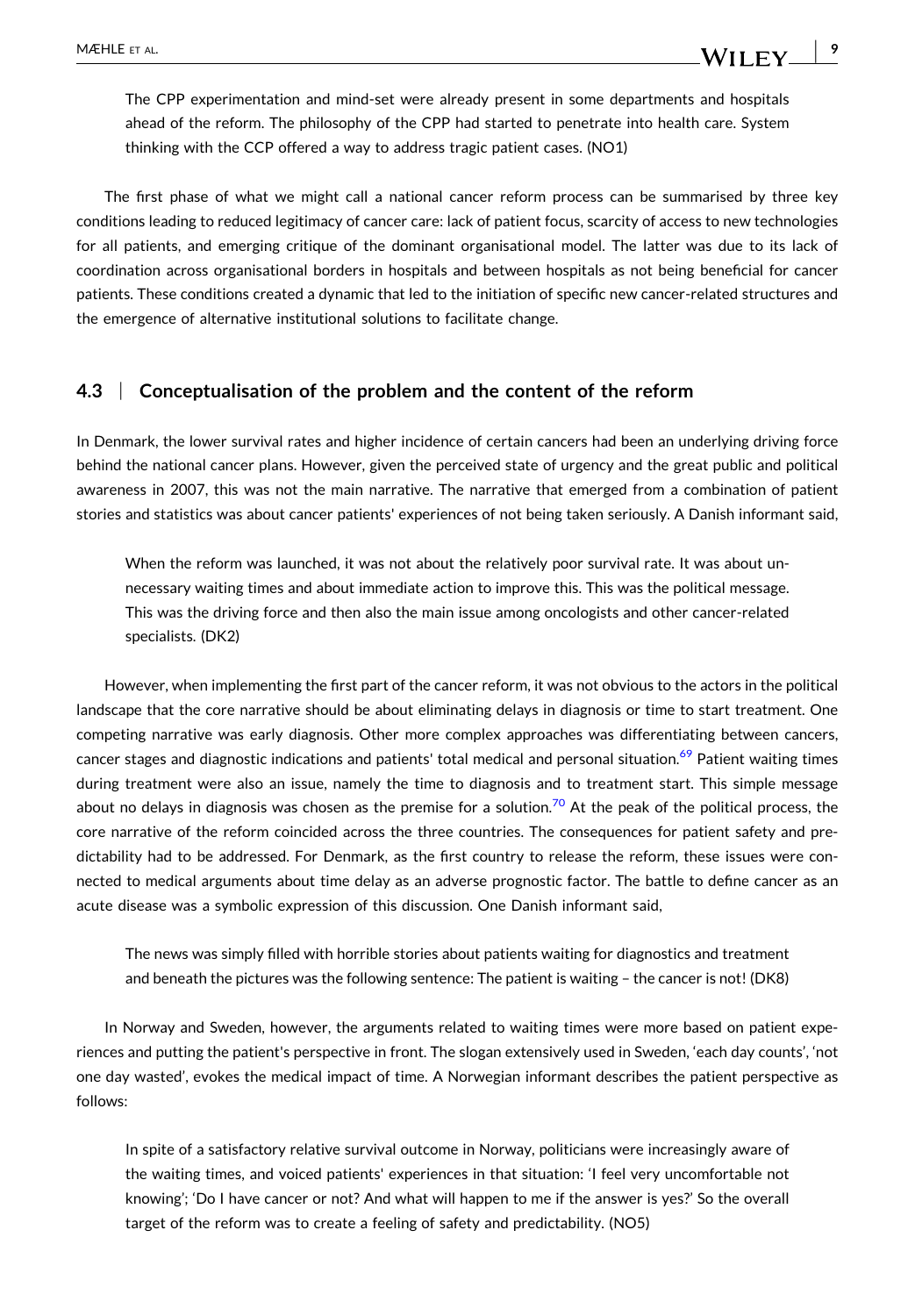> The CPP experimentation and mind-set were already present in some departments and hospitals ahead of the reform. The philosophy of the CPP had started to penetrate into health care. System thinking with the CCP offered a way to address tragic patient cases. (NO1)

The first phase of what we might call a national cancer reform process can be summarised by three key conditions leading to reduced legitimacy of cancer care: lack of patient focus, scarcity of access to new technologies for all patients, and emerging critique of the dominant organisational model. The latter was due to its lack of coordination across organisational borders in hospitals and between hospitals as not being beneficial for cancer patients. These conditions created a dynamic that led to the initiation of specific new cancer-related structures and the emergence of alternative institutional solutions to facilitate change.

### 4.3 | Conceptualisation of the problem and the content of the reform

In Denmark, the lower survival rates and higher incidence of certain cancers had been an underlying driving force behind the national cancer plans. However, given the perceived state of urgency and the great public and political awareness in 2007, this was not the main narrative. The narrative that emerged from a combination of patient stories and statistics was about cancer patients' experiences of not being taken seriously. A Danish informant said,

> When the reform was launched, it was not about the relatively poor survival rate. It was about unnecessary waiting times and about immediate action to improve this. This was the political message. This was the driving force and then also the main issue among oncologists and other cancer-related specialists. (DK2)

However, when implementing the first part of the cancer reform, it was not obvious to the actors in the political landscape that the core narrative should be about eliminating delays in diagnosis or time to start treatment. One competing narrative was early diagnosis. Other more complex approaches was differentiating between cancers, cancer stages and diagnostic indications and patients' total medical and personal situation.[69] Patient waiting times during treatment were also an issue, namely the time to diagnosis and to treatment start. This simple message about no delays in diagnosis was chosen as the premise for a solution.[70] At the peak of the political process, the core narrative of the reform coincided across the three countries. The consequences for patient safety and predictability had to be addressed. For Denmark, as the first country to release the reform, these issues were connected to medical arguments about time delay as an adverse prognostic factor. The battle to define cancer as an acute disease was a symbolic expression of this discussion. One Danish informant said,

> The news was simply filled with horrible stories about patients waiting for diagnostics and treatment and beneath the pictures was the following sentence: The patient is waiting – the cancer is not! (DK8)

In Norway and Sweden, however, the arguments related to waiting times were more based on patient experiences and putting the patient's perspective in front. The slogan extensively used in Sweden, 'each day counts', 'not one day wasted', evokes the medical impact of time. A Norwegian informant describes the patient perspective as follows:

> In spite of a satisfactory relative survival outcome in Norway, politicians were increasingly aware of the waiting times, and voiced patients' experiences in that situation: 'I feel very uncomfortable not knowing'; 'Do I have cancer or not? And what will happen to me if the answer is yes?' So the overall target of the reform was to create a feeling of safety and predictability. (NO5)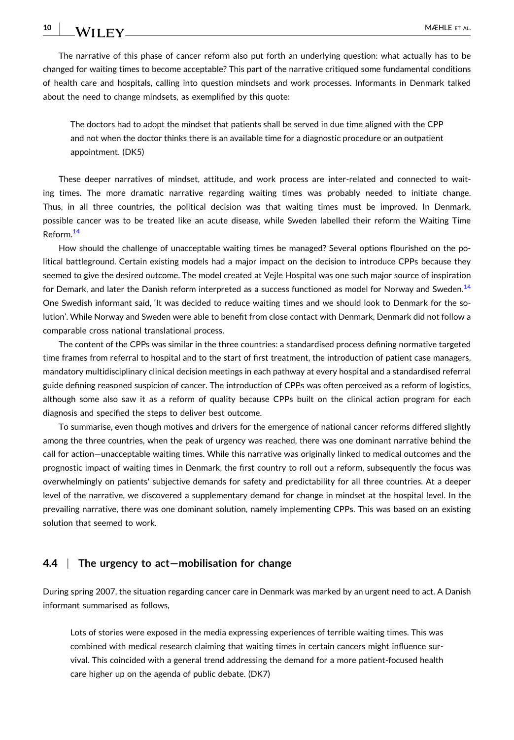The narrative of this phase of cancer reform also put forth an underlying question: what actually has to be changed for waiting times to become acceptable? This part of the narrative critiqued some fundamental conditions of health care and hospitals, calling into question mindsets and work processes. Informants in Denmark talked about the need to change mindsets, as exemplified by this quote:

> The doctors had to adopt the mindset that patients shall be served in due time aligned with the CPP and not when the doctor thinks there is an available time for a diagnostic procedure or an outpatient appointment. (DK5)

These deeper narratives of mindset, attitude, and work process are inter-related and connected to waiting times. The more dramatic narrative regarding waiting times was probably needed to initiate change. Thus, in all three countries, the political decision was that waiting times must be improved. In Denmark, possible cancer was to be treated like an acute disease, while Sweden labelled their reform the Waiting Time Reform.[14]

How should the challenge of unacceptable waiting times be managed? Several options flourished on the political battleground. Certain existing models had a major impact on the decision to introduce CPPs because they seemed to give the desired outcome. The model created at Vejle Hospital was one such major source of inspiration for Demark, and later the Danish reform interpreted as a success functioned as model for Norway and Sweden.[14] One Swedish informant said, 'It was decided to reduce waiting times and we should look to Denmark for the solution'. While Norway and Sweden were able to benefit from close contact with Denmark, Denmark did not follow a comparable cross national translational process.

The content of the CPPs was similar in the three countries: a standardised process defining normative targeted time frames from referral to hospital and to the start of first treatment, the introduction of patient case managers, mandatory multidisciplinary clinical decision meetings in each pathway at every hospital and a standardised referral guide defining reasoned suspicion of cancer. The introduction of CPPs was often perceived as a reform of logistics, although some also saw it as a reform of quality because CPPs built on the clinical action program for each diagnosis and specified the steps to deliver best outcome.

To summarise, even though motives and drivers for the emergence of national cancer reforms differed slightly among the three countries, when the peak of urgency was reached, there was one dominant narrative behind the call for action—unacceptable waiting times. While this narrative was originally linked to medical outcomes and the prognostic impact of waiting times in Denmark, the first country to roll out a reform, subsequently the focus was overwhelmingly on patients' subjective demands for safety and predictability for all three countries. At a deeper level of the narrative, we discovered a supplementary demand for change in mindset at the hospital level. In the prevailing narrative, there was one dominant solution, namely implementing CPPs. This was based on an existing solution that seemed to work.

### 4.4 | The urgency to act—mobilisation for change

During spring 2007, the situation regarding cancer care in Denmark was marked by an urgent need to act. A Danish informant summarised as follows,

> Lots of stories were exposed in the media expressing experiences of terrible waiting times. This was combined with medical research claiming that waiting times in certain cancers might influence survival. This coincided with a general trend addressing the demand for a more patient-focused health care higher up on the agenda of public debate. (DK7)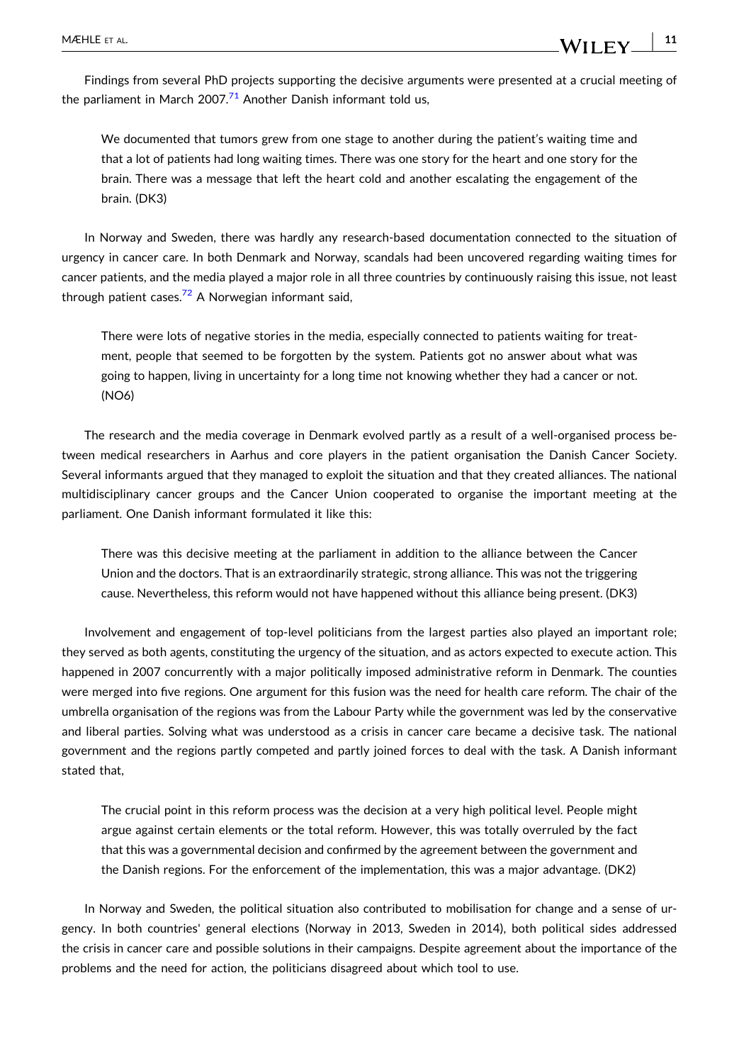Findings from several PhD projects supporting the decisive arguments were presented at a crucial meeting of the parliament in March 2007.[71] Another Danish informant told us,

> We documented that tumors grew from one stage to another during the patient's waiting time and that a lot of patients had long waiting times. There was one story for the heart and one story for the brain. There was a message that left the heart cold and another escalating the engagement of the brain. (DK3)

In Norway and Sweden, there was hardly any research-based documentation connected to the situation of urgency in cancer care. In both Denmark and Norway, scandals had been uncovered regarding waiting times for cancer patients, and the media played a major role in all three countries by continuously raising this issue, not least through patient cases.[72] A Norwegian informant said,

> There were lots of negative stories in the media, especially connected to patients waiting for treatment, people that seemed to be forgotten by the system. Patients got no answer about what was going to happen, living in uncertainty for a long time not knowing whether they had a cancer or not. (NO6)

The research and the media coverage in Denmark evolved partly as a result of a well-organised process between medical researchers in Aarhus and core players in the patient organisation the Danish Cancer Society. Several informants argued that they managed to exploit the situation and that they created alliances. The national multidisciplinary cancer groups and the Cancer Union cooperated to organise the important meeting at the parliament. One Danish informant formulated it like this:

> There was this decisive meeting at the parliament in addition to the alliance between the Cancer Union and the doctors. That is an extraordinarily strategic, strong alliance. This was not the triggering cause. Nevertheless, this reform would not have happened without this alliance being present. (DK3)

Involvement and engagement of top-level politicians from the largest parties also played an important role; they served as both agents, constituting the urgency of the situation, and as actors expected to execute action. This happened in 2007 concurrently with a major politically imposed administrative reform in Denmark. The counties were merged into five regions. One argument for this fusion was the need for health care reform. The chair of the umbrella organisation of the regions was from the Labour Party while the government was led by the conservative and liberal parties. Solving what was understood as a crisis in cancer care became a decisive task. The national government and the regions partly competed and partly joined forces to deal with the task. A Danish informant stated that,

> The crucial point in this reform process was the decision at a very high political level. People might argue against certain elements or the total reform. However, this was totally overruled by the fact that this was a governmental decision and confirmed by the agreement between the government and the Danish regions. For the enforcement of the implementation, this was a major advantage. (DK2)

In Norway and Sweden, the political situation also contributed to mobilisation for change and a sense of urgency. In both countries' general elections (Norway in 2013, Sweden in 2014), both political sides addressed the crisis in cancer care and possible solutions in their campaigns. Despite agreement about the importance of the problems and the need for action, the politicians disagreed about which tool to use.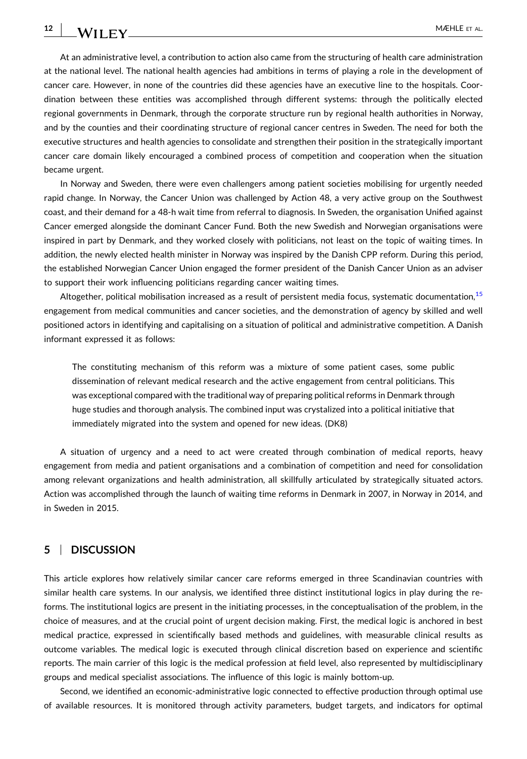At an administrative level, a contribution to action also came from the structuring of health care administration at the national level. The national health agencies had ambitions in terms of playing a role in the development of cancer care. However, in none of the countries did these agencies have an executive line to the hospitals. Coordination between these entities was accomplished through different systems: through the politically elected regional governments in Denmark, through the corporate structure run by regional health authorities in Norway, and by the counties and their coordinating structure of regional cancer centres in Sweden. The need for both the executive structures and health agencies to consolidate and strengthen their position in the strategically important cancer care domain likely encouraged a combined process of competition and cooperation when the situation became urgent.

In Norway and Sweden, there were even challengers among patient societies mobilising for urgently needed rapid change. In Norway, the Cancer Union was challenged by Action 48, a very active group on the Southwest coast, and their demand for a 48-h wait time from referral to diagnosis. In Sweden, the organisation Unified against Cancer emerged alongside the dominant Cancer Fund. Both the new Swedish and Norwegian organisations were inspired in part by Denmark, and they worked closely with politicians, not least on the topic of waiting times. In addition, the newly elected health minister in Norway was inspired by the Danish CPP reform. During this period, the established Norwegian Cancer Union engaged the former president of the Danish Cancer Union as an adviser to support their work influencing politicians regarding cancer waiting times.

Altogether, political mobilisation increased as a result of persistent media focus, systematic documentation,[15] engagement from medical communities and cancer societies, and the demonstration of agency by skilled and well positioned actors in identifying and capitalising on a situation of political and administrative competition. A Danish informant expressed it as follows:

> The constituting mechanism of this reform was a mixture of some patient cases, some public dissemination of relevant medical research and the active engagement from central politicians. This was exceptional compared with the traditional way of preparing political reforms in Denmark through huge studies and thorough analysis. The combined input was crystalized into a political initiative that immediately migrated into the system and opened for new ideas. (DK8)

A situation of urgency and a need to act were created through combination of medical reports, heavy engagement from media and patient organisations and a combination of competition and need for consolidation among relevant organizations and health administration, all skillfully articulated by strategically situated actors. Action was accomplished through the launch of waiting time reforms in Denmark in 2007, in Norway in 2014, and in Sweden in 2015.

## 5 | DISCUSSION

This article explores how relatively similar cancer care reforms emerged in three Scandinavian countries with similar health care systems. In our analysis, we identified three distinct institutional logics in play during the reforms. The institutional logics are present in the initiating processes, in the conceptualisation of the problem, in the choice of measures, and at the crucial point of urgent decision making. First, the medical logic is anchored in best medical practice, expressed in scientifically based methods and guidelines, with measurable clinical results as outcome variables. The medical logic is executed through clinical discretion based on experience and scientific reports. The main carrier of this logic is the medical profession at field level, also represented by multidisciplinary groups and medical specialist associations. The influence of this logic is mainly bottom-up.

Second, we identified an economic-administrative logic connected to effective production through optimal use of available resources. It is monitored through activity parameters, budget targets, and indicators for optimal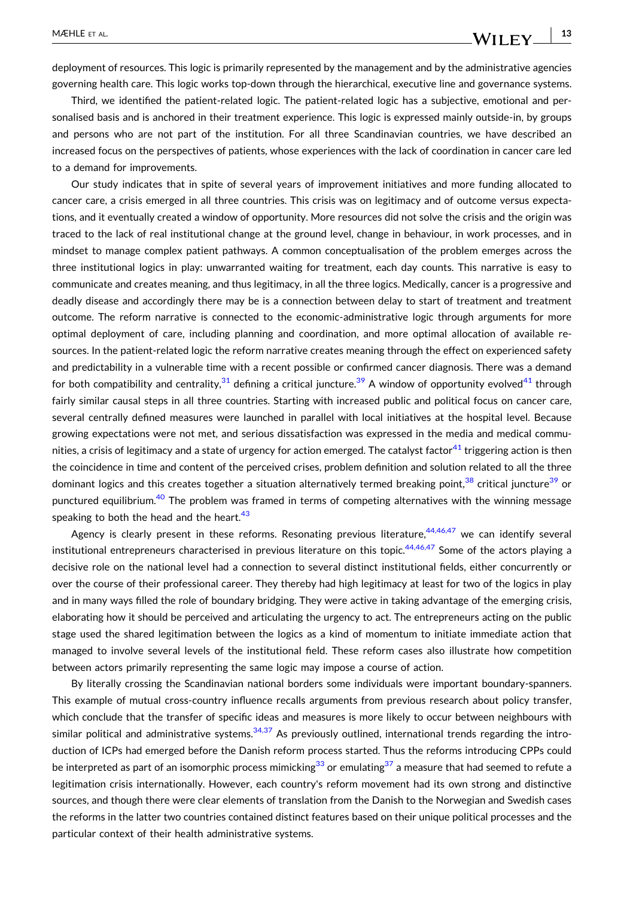deployment of resources. This logic is primarily represented by the management and by the administrative agencies governing health care. This logic works top-down through the hierarchical, executive line and governance systems.

Third, we identified the patient-related logic. The patient-related logic has a subjective, emotional and personalised basis and is anchored in their treatment experience. This logic is expressed mainly outside-in, by groups and persons who are not part of the institution. For all three Scandinavian countries, we have described an increased focus on the perspectives of patients, whose experiences with the lack of coordination in cancer care led to a demand for improvements.

Our study indicates that in spite of several years of improvement initiatives and more funding allocated to cancer care, a crisis emerged in all three countries. This crisis was on legitimacy and of outcome versus expectations, and it eventually created a window of opportunity. More resources did not solve the crisis and the origin was traced to the lack of real institutional change at the ground level, change in behaviour, in work processes, and in mindset to manage complex patient pathways. A common conceptualisation of the problem emerges across the three institutional logics in play: unwarranted waiting for treatment, each day counts. This narrative is easy to communicate and creates meaning, and thus legitimacy, in all the three logics. Medically, cancer is a progressive and deadly disease and accordingly there may be is a connection between delay to start of treatment and treatment outcome. The reform narrative is connected to the economic-administrative logic through arguments for more optimal deployment of care, including planning and coordination, and more optimal allocation of available resources. In the patient-related logic the reform narrative creates meaning through the effect on experienced safety and predictability in a vulnerable time with a recent possible or confirmed cancer diagnosis. There was a demand for both compatibility and centrality,[31] defining a critical juncture.[39] A window of opportunity evolved[41] through fairly similar causal steps in all three countries. Starting with increased public and political focus on cancer care, several centrally defined measures were launched in parallel with local initiatives at the hospital level. Because growing expectations were not met, and serious dissatisfaction was expressed in the media and medical communities, a crisis of legitimacy and a state of urgency for action emerged. The catalyst factor[41] triggering action is then the coincidence in time and content of the perceived crises, problem definition and solution related to all the three dominant logics and this creates together a situation alternatively termed breaking point,[38] critical juncture[39] or punctured equilibrium.[40] The problem was framed in terms of competing alternatives with the winning message speaking to both the head and the heart.[43]

Agency is clearly present in these reforms. Resonating previous literature,[44,46,47] we can identify several institutional entrepreneurs characterised in previous literature on this topic.[44,46,47] Some of the actors playing a decisive role on the national level had a connection to several distinct institutional fields, either concurrently or over the course of their professional career. They thereby had high legitimacy at least for two of the logics in play and in many ways filled the role of boundary bridging. They were active in taking advantage of the emerging crisis, elaborating how it should be perceived and articulating the urgency to act. The entrepreneurs acting on the public stage used the shared legitimation between the logics as a kind of momentum to initiate immediate action that managed to involve several levels of the institutional field. These reform cases also illustrate how competition between actors primarily representing the same logic may impose a course of action.

By literally crossing the Scandinavian national borders some individuals were important boundary-spanners. This example of mutual cross-country influence recalls arguments from previous research about policy transfer, which conclude that the transfer of specific ideas and measures is more likely to occur between neighbours with similar political and administrative systems.[34,37] As previously outlined, international trends regarding the introduction of ICPs had emerged before the Danish reform process started. Thus the reforms introducing CPPs could be interpreted as part of an isomorphic process mimicking[33] or emulating[37] a measure that had seemed to refute a legitimation crisis internationally. However, each country's reform movement had its own strong and distinctive sources, and though there were clear elements of translation from the Danish to the Norwegian and Swedish cases the reforms in the latter two countries contained distinct features based on their unique political processes and the particular context of their health administrative systems.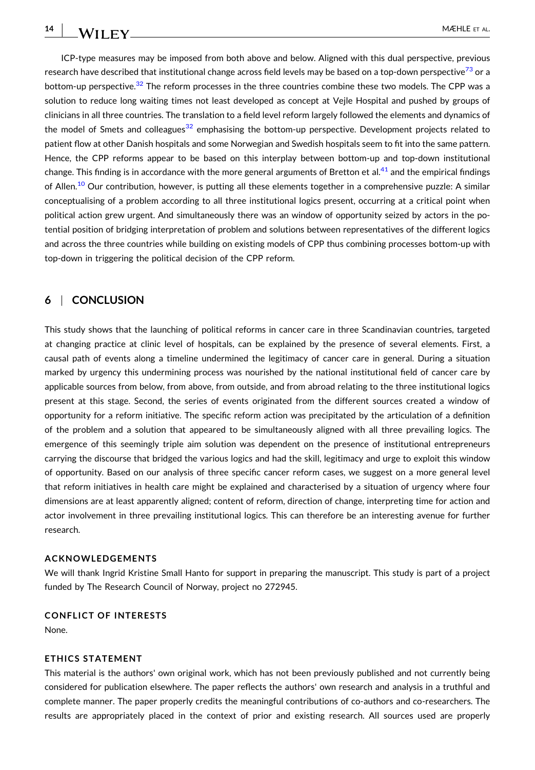ICP-type measures may be imposed from both above and below. Aligned with this dual perspective, previous research have described that institutional change across field levels may be based on a top-down perspective[73] or a bottom-up perspective.[32] The reform processes in the three countries combine these two models. The CPP was a solution to reduce long waiting times not least developed as concept at Vejle Hospital and pushed by groups of clinicians in all three countries. The translation to a field level reform largely followed the elements and dynamics of the model of Smets and colleagues[32] emphasising the bottom-up perspective. Development projects related to patient flow at other Danish hospitals and some Norwegian and Swedish hospitals seem to fit into the same pattern. Hence, the CPP reforms appear to be based on this interplay between bottom-up and top-down institutional change. This finding is in accordance with the more general arguments of Bretton et al.[41] and the empirical findings of Allen.[10] Our contribution, however, is putting all these elements together in a comprehensive puzzle: A similar conceptualising of a problem according to all three institutional logics present, occurring at a critical point when political action grew urgent. And simultaneously there was an window of opportunity seized by actors in the potential position of bridging interpretation of problem and solutions between representatives of the different logics and across the three countries while building on existing models of CPP thus combining processes bottom-up with top-down in triggering the political decision of the CPP reform.

## 6 | CONCLUSION

This study shows that the launching of political reforms in cancer care in three Scandinavian countries, targeted at changing practice at clinic level of hospitals, can be explained by the presence of several elements. First, a causal path of events along a timeline undermined the legitimacy of cancer care in general. During a situation marked by urgency this undermining process was nourished by the national institutional field of cancer care by applicable sources from below, from above, from outside, and from abroad relating to the three institutional logics present at this stage. Second, the series of events originated from the different sources created a window of opportunity for a reform initiative. The specific reform action was precipitated by the articulation of a definition of the problem and a solution that appeared to be simultaneously aligned with all three prevailing logics. The emergence of this seemingly triple aim solution was dependent on the presence of institutional entrepreneurs carrying the discourse that bridged the various logics and had the skill, legitimacy and urge to exploit this window of opportunity. Based on our analysis of three specific cancer reform cases, we suggest on a more general level that reform initiatives in health care might be explained and characterised by a situation of urgency where four dimensions are at least apparently aligned; content of reform, direction of change, interpreting time for action and actor involvement in three prevailing institutional logics. This can therefore be an interesting avenue for further research.

### ACKNOWLEDGEMENTS

We will thank Ingrid Kristine Small Hanto for support in preparing the manuscript. This study is part of a project funded by The Research Council of Norway, project no 272945.

### CONFLICT OF INTERESTS

None.

### ETHICS STATEMENT

This material is the authors' own original work, which has not been previously published and not currently being considered for publication elsewhere. The paper reflects the authors' own research and analysis in a truthful and complete manner. The paper properly credits the meaningful contributions of co-authors and co-researchers. The results are appropriately placed in the context of prior and existing research. All sources used are properly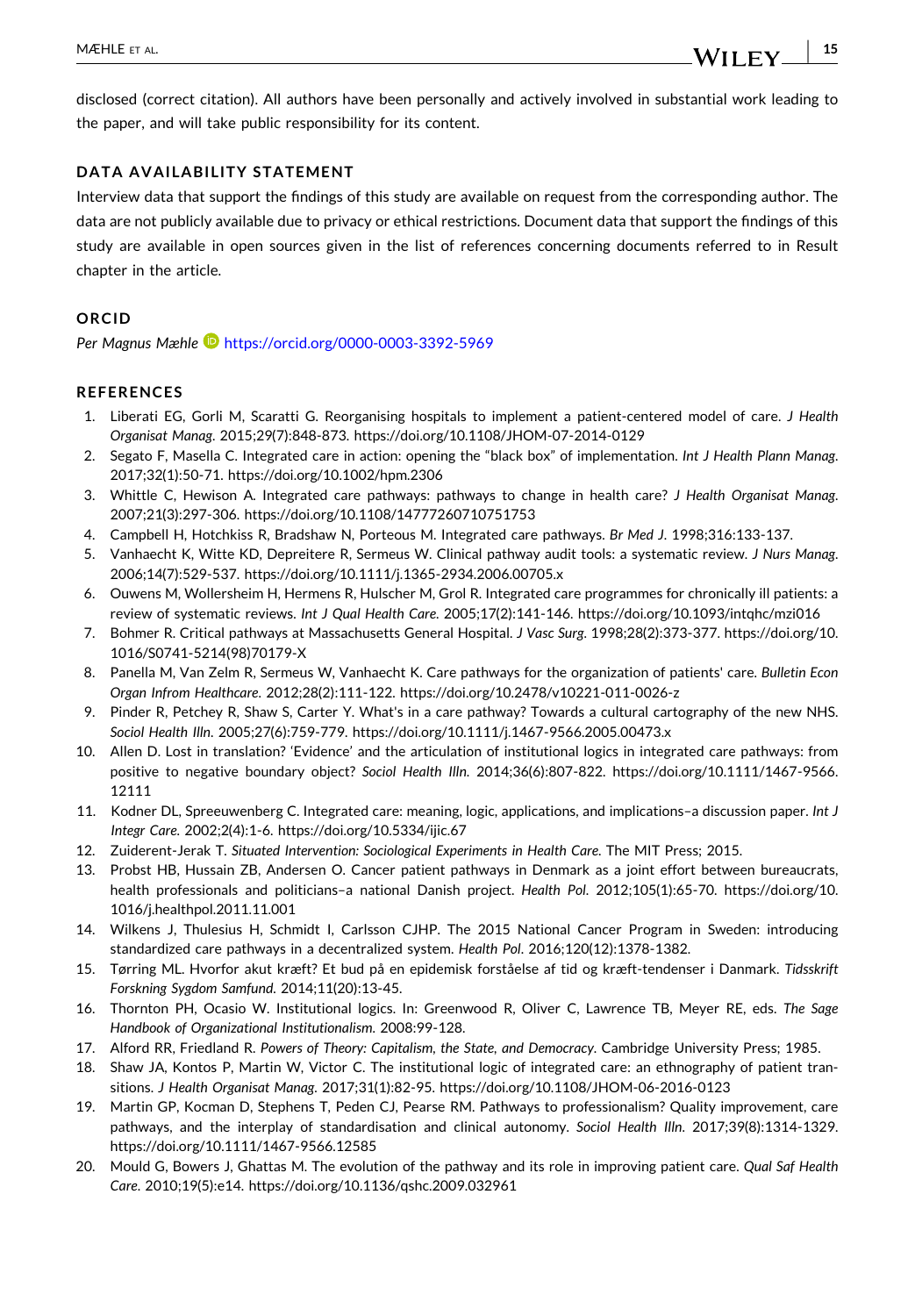disclosed (correct citation). All authors have been personally and actively involved in substantial work leading to the paper, and will take public responsibility for its content.

## DATA AVAILABILITY STATEMENT

Interview data that support the findings of this study are available on request from the corresponding author. The data are not publicly available due to privacy or ethical restrictions. Document data that support the findings of this study are available in open sources given in the list of references concerning documents referred to in Result chapter in the article.

## ORCID

*Per Magnus Mæhle* https://orcid.org/0000-0003-3392-5969

## REFERENCES

1. Liberati EG, Gorli M, Scaratti G. Reorganising hospitals to implement a patient-centered model of care. *J Health Organisat Manag*. 2015;29(7):848-873. https://doi.org/10.1108/JHOM-07-2014-0129
2. Segato F, Masella C. Integrated care in action: opening the "black box" of implementation. *Int J Health Plann Manag*. 2017;32(1):50-71. https://doi.org/10.1002/hpm.2306
3. Whittle C, Hewison A. Integrated care pathways: pathways to change in health care? *J Health Organisat Manag*. 2007;21(3):297-306. https://doi.org/10.1108/14777260710751753
4. Campbell H, Hotchkiss R, Bradshaw N, Porteous M. Integrated care pathways. *Br Med J*. 1998;316:133-137.
5. Vanhaecht K, Witte KD, Depreitere R, Sermeus W. Clinical pathway audit tools: a systematic review. *J Nurs Manag*. 2006;14(7):529-537. https://doi.org/10.1111/j.1365-2934.2006.00705.x
6. Ouwens M, Wollersheim H, Hermens R, Hulscher M, Grol R. Integrated care programmes for chronically ill patients: a review of systematic reviews. *Int J Qual Health Care*. 2005;17(2):141-146. https://doi.org/10.1093/intqhc/mzi016
7. Bohmer R. Critical pathways at Massachusetts General Hospital. *J Vasc Surg*. 1998;28(2):373-377. https://doi.org/10.1016/S0741-5214(98)70179-X
8. Panella M, Van Zelm R, Sermeus W, Vanhaecht K. Care pathways for the organization of patients' care. *Bulletin Econ Organ Infrom Healthcare*. 2012;28(2):111-122. https://doi.org/10.2478/v10221-011-0026-z
9. Pinder R, Petchey R, Shaw S, Carter Y. What's in a care pathway? Towards a cultural cartography of the new NHS. *Sociol Health Illn*. 2005;27(6):759-779. https://doi.org/10.1111/j.1467-9566.2005.00473.x
10. Allen D. Lost in translation? 'Evidence' and the articulation of institutional logics in integrated care pathways: from positive to negative boundary object? *Sociol Health Illn*. 2014;36(6):807-822. https://doi.org/10.1111/1467-9566.12111
11. Kodner DL, Spreeuwenberg C. Integrated care: meaning, logic, applications, and implications–a discussion paper. *Int J Integr Care*. 2002;2(4):1-6. https://doi.org/10.5334/ijic.67
12. Zuiderent-Jerak T. *Situated Intervention: Sociological Experiments in Health Care*. The MIT Press; 2015.
13. Probst HB, Hussain ZB, Andersen O. Cancer patient pathways in Denmark as a joint effort between bureaucrats, health professionals and politicians–a national Danish project. *Health Pol*. 2012;105(1):65-70. https://doi.org/10.1016/j.healthpol.2011.11.001
14. Wilkens J, Thulesius H, Schmidt I, Carlsson CJHP. The 2015 National Cancer Program in Sweden: introducing standardized care pathways in a decentralized system. *Health Pol*. 2016;120(12):1378-1382.
15. Tørring ML. Hvorfor akut kræft? Et bud på en epidemisk forståelse af tid og kræft-tendenser i Danmark. *Tidsskrift Forskning Sygdom Samfund*. 2014;11(20):13-45.
16. Thornton PH, Ocasio W. Institutional logics. In: Greenwood R, Oliver C, Lawrence TB, Meyer RE, eds. *The Sage Handbook of Organizational Institutionalism*. 2008:99-128.
17. Alford RR, Friedland R. *Powers of Theory: Capitalism, the State, and Democracy*. Cambridge University Press; 1985.
18. Shaw JA, Kontos P, Martin W, Victor C. The institutional logic of integrated care: an ethnography of patient transitions. *J Health Organisat Manag*. 2017;31(1):82-95. https://doi.org/10.1108/JHOM-06-2016-0123
19. Martin GP, Kocman D, Stephens T, Peden CJ, Pearse RM. Pathways to professionalism? Quality improvement, care pathways, and the interplay of standardisation and clinical autonomy. *Sociol Health Illn*. 2017;39(8):1314-1329. https://doi.org/10.1111/1467-9566.12585
20. Mould G, Bowers J, Ghattas M. The evolution of the pathway and its role in improving patient care. *Qual Saf Health Care*. 2010;19(5):e14. https://doi.org/10.1136/qshc.2009.032961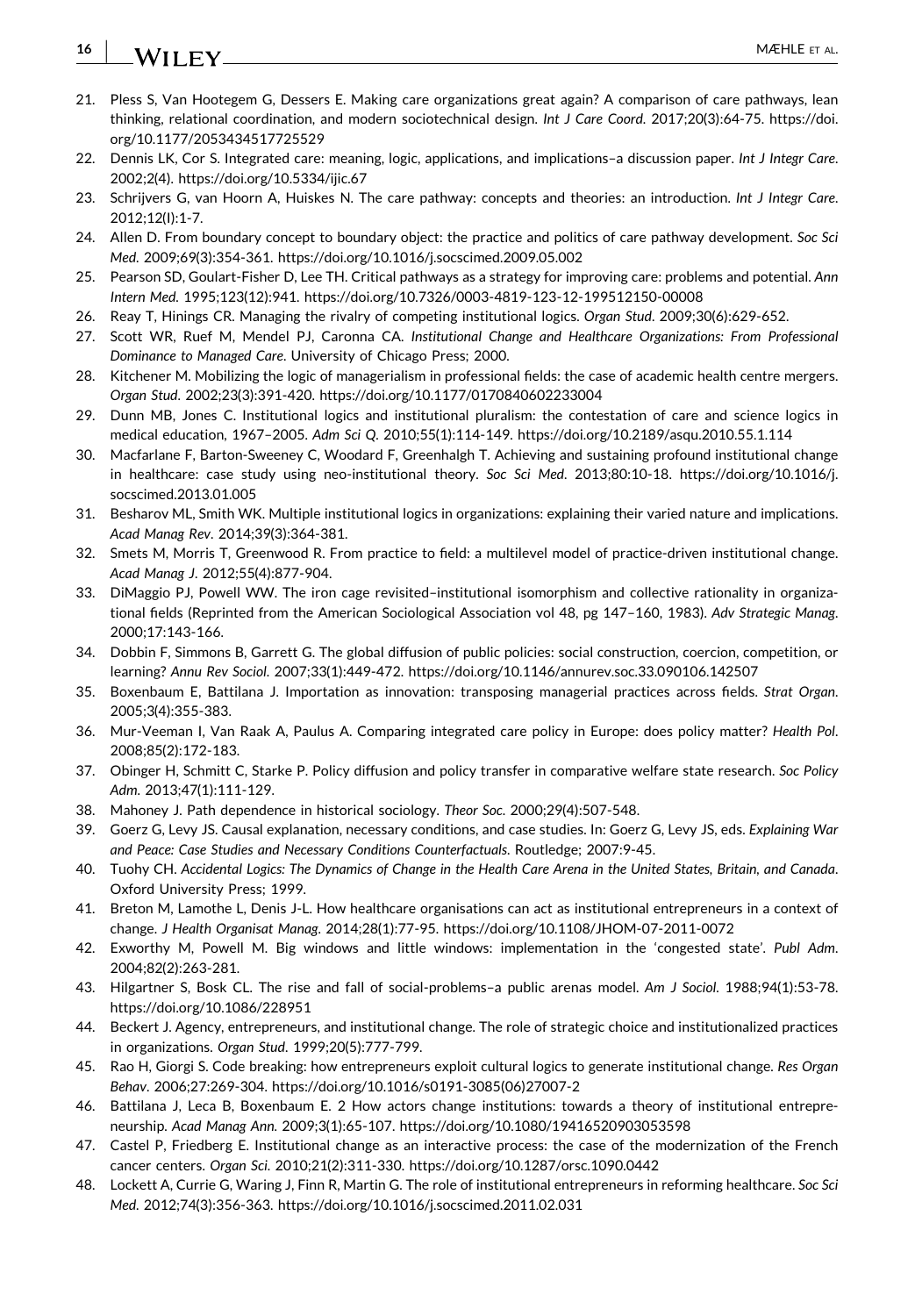21. Pless S, Van Hootegem G, Dessers E. Making care organizations great again? A comparison of care pathways, lean thinking, relational coordination, and modern sociotechnical design. *Int J Care Coord*. 2017;20(3):64-75. https://doi.org/10.1177/2053434517725529
22. Dennis LK, Cor S. Integrated care: meaning, logic, applications, and implications–a discussion paper. *Int J Integr Care*. 2002;2(4). https://doi.org/10.5334/ijic.67
23. Schrijvers G, van Hoorn A, Huiskes N. The care pathway: concepts and theories: an introduction. *Int J Integr Care*. 2012;12(I):1-7.
24. Allen D. From boundary concept to boundary object: the practice and politics of care pathway development. *Soc Sci Med*. 2009;69(3):354-361. https://doi.org/10.1016/j.socscimed.2009.05.002
25. Pearson SD, Goulart-Fisher D, Lee TH. Critical pathways as a strategy for improving care: problems and potential. *Ann Intern Med*. 1995;123(12):941. https://doi.org/10.7326/0003-4819-123-12-199512150-00008
26. Reay T, Hinings CR. Managing the rivalry of competing institutional logics. *Organ Stud*. 2009;30(6):629-652.
27. Scott WR, Ruef M, Mendel PJ, Caronna CA. *Institutional Change and Healthcare Organizations: From Professional Dominance to Managed Care*. University of Chicago Press; 2000.
28. Kitchener M. Mobilizing the logic of managerialism in professional fields: the case of academic health centre mergers. *Organ Stud*. 2002;23(3):391-420. https://doi.org/10.1177/0170840602233004
29. Dunn MB, Jones C. Institutional logics and institutional pluralism: the contestation of care and science logics in medical education, 1967–2005. *Adm Sci Q*. 2010;55(1):114-149. https://doi.org/10.2189/asqu.2010.55.1.114
30. Macfarlane F, Barton-Sweeney C, Woodard F, Greenhalgh T. Achieving and sustaining profound institutional change in healthcare: case study using neo-institutional theory. *Soc Sci Med*. 2013;80:10-18. https://doi.org/10.1016/j.socscimed.2013.01.005
31. Besharov ML, Smith WK. Multiple institutional logics in organizations: explaining their varied nature and implications. *Acad Manag Rev*. 2014;39(3):364-381.
32. Smets M, Morris T, Greenwood R. From practice to field: a multilevel model of practice-driven institutional change. *Acad Manag J*. 2012;55(4):877-904.
33. DiMaggio PJ, Powell WW. The iron cage revisited–institutional isomorphism and collective rationality in organizational fields (Reprinted from the American Sociological Association vol 48, pg 147–160, 1983). *Adv Strategic Manag*. 2000;17:143-166.
34. Dobbin F, Simmons B, Garrett G. The global diffusion of public policies: social construction, coercion, competition, or learning? *Annu Rev Sociol*. 2007;33(1):449-472. https://doi.org/10.1146/annurev.soc.33.090106.142507
35. Boxenbaum E, Battilana J. Importation as innovation: transposing managerial practices across fields. *Strat Organ*. 2005;3(4):355-383.
36. Mur-Veeman I, Van Raak A, Paulus A. Comparing integrated care policy in Europe: does policy matter? *Health Pol*. 2008;85(2):172-183.
37. Obinger H, Schmitt C, Starke P. Policy diffusion and policy transfer in comparative welfare state research. *Soc Policy Adm*. 2013;47(1):111-129.
38. Mahoney J. Path dependence in historical sociology. *Theor Soc*. 2000;29(4):507-548.
39. Goerz G, Levy JS. Causal explanation, necessary conditions, and case studies. In: Goerz G, Levy JS, eds. *Explaining War and Peace: Case Studies and Necessary Conditions Counterfactuals*. Routledge; 2007:9-45.
40. Tuohy CH. *Accidental Logics: The Dynamics of Change in the Health Care Arena in the United States, Britain, and Canada*. Oxford University Press; 1999.
41. Breton M, Lamothe L, Denis J-L. How healthcare organisations can act as institutional entrepreneurs in a context of change. *J Health Organisat Manag*. 2014;28(1):77-95. https://doi.org/10.1108/JHOM-07-2011-0072
42. Exworthy M, Powell M. Big windows and little windows: implementation in the 'congested state'. *Publ Adm*. 2004;82(2):263-281.
43. Hilgartner S, Bosk CL. The rise and fall of social-problems–a public arenas model. *Am J Sociol*. 1988;94(1):53-78. https://doi.org/10.1086/228951
44. Beckert J. Agency, entrepreneurs, and institutional change. The role of strategic choice and institutionalized practices in organizations. *Organ Stud*. 1999;20(5):777-799.
45. Rao H, Giorgi S. Code breaking: how entrepreneurs exploit cultural logics to generate institutional change. *Res Organ Behav*. 2006;27:269-304. https://doi.org/10.1016/s0191-3085(06)27007-2
46. Battilana J, Leca B, Boxenbaum E. 2 How actors change institutions: towards a theory of institutional entrepreneurship. *Acad Manag Ann*. 2009;3(1):65-107. https://doi.org/10.1080/19416520903053598
47. Castel P, Friedberg E. Institutional change as an interactive process: the case of the modernization of the French cancer centers. *Organ Sci*. 2010;21(2):311-330. https://doi.org/10.1287/orsc.1090.0442
48. Lockett A, Currie G, Waring J, Finn R, Martin G. The role of institutional entrepreneurs in reforming healthcare. *Soc Sci Med*. 2012;74(3):356-363. https://doi.org/10.1016/j.socscimed.2011.02.031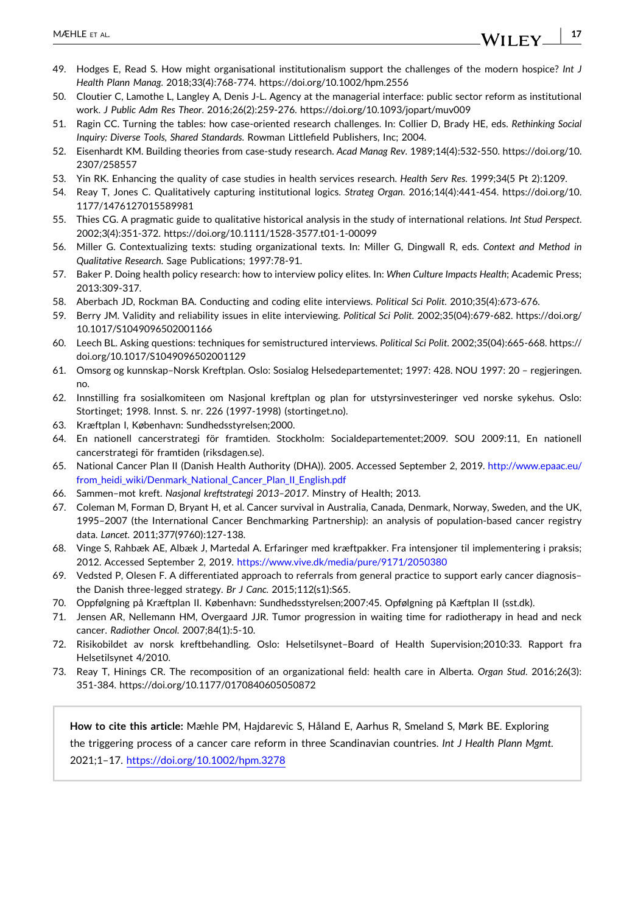49. Hodges E, Read S. How might organisational institutionalism support the challenges of the modern hospice? *Int J Health Plann Manag*. 2018;33(4):768-774. https://doi.org/10.1002/hpm.2556
50. Cloutier C, Lamothe L, Langley A, Denis J-L. Agency at the managerial interface: public sector reform as institutional work. *J Public Adm Res Theor*. 2016;26(2):259-276. https://doi.org/10.1093/jopart/muv009
51. Ragin CC. Turning the tables: how case-oriented research challenges. In: Collier D, Brady HE, eds. *Rethinking Social Inquiry: Diverse Tools, Shared Standards*. Rowman Littlefield Publishers, Inc; 2004.
52. Eisenhardt KM. Building theories from case-study research. *Acad Manag Rev*. 1989;14(4):532-550. https://doi.org/10.2307/258557
53. Yin RK. Enhancing the quality of case studies in health services research. *Health Serv Res*. 1999;34(5 Pt 2):1209.
54. Reay T, Jones C. Qualitatively capturing institutional logics. *Strateg Organ*. 2016;14(4):441-454. https://doi.org/10.1177/1476127015589981
55. Thies CG. A pragmatic guide to qualitative historical analysis in the study of international relations. *Int Stud Perspect*. 2002;3(4):351-372. https://doi.org/10.1111/1528-3577.t01-1-00099
56. Miller G. Contextualizing texts: studing organizational texts. In: Miller G, Dingwall R, eds. *Context and Method in Qualitative Research*. Sage Publications; 1997:78-91.
57. Baker P. Doing health policy research: how to interview policy elites. In: *When Culture Impacts Health*; Academic Press; 2013:309-317.
58. Aberbach JD, Rockman BA. Conducting and coding elite interviews. *Political Sci Polit*. 2010;35(4):673-676.
59. Berry JM. Validity and reliability issues in elite interviewing. *Political Sci Polit*. 2002;35(04):679-682. https://doi.org/10.1017/S1049096502001166
60. Leech BL. Asking questions: techniques for semistructured interviews. *Political Sci Polit*. 2002;35(04):665-668. https://doi.org/10.1017/S1049096502001129
61. Omsorg og kunnskap–Norsk Kreftplan. Oslo: Sosialog Helsedepartementet; 1997: 428. NOU 1997: 20 – regjeringen.no.
62. Innstilling fra sosialkomiteen om Nasjonal kreftplan og plan for utstyrsinvesteringer ved norske sykehus. Oslo: Stortinget; 1998. Innst. S. nr. 226 (1997-1998) (stortinget.no).
63. Kræftplan I, København: Sundhedsstyrelsen;2000.
64. En nationell cancerstrategi för framtiden. Stockholm: Socialdepartementet;2009. SOU 2009:11, En nationell cancerstrategi för framtiden (riksdagen.se).
65. National Cancer Plan II (Danish Health Authority (DHA)). 2005. Accessed September 2, 2019. http://www.epaac.eu/from_heidi_wiki/Denmark_National_Cancer_Plan_II_English.pdf
66. Sammen–mot kreft. *Nasjonal kreftstrategi 2013–2017*. Minstry of Health; 2013.
67. Coleman M, Forman D, Bryant H, et al. Cancer survival in Australia, Canada, Denmark, Norway, Sweden, and the UK, 1995–2007 (the International Cancer Benchmarking Partnership): an analysis of population-based cancer registry data. *Lancet*. 2011;377(9760):127-138.
68. Vinge S, Rahbæk AE, Albæk J, Martedal A. Erfaringer med kræftpakker. Fra intensjoner til implementering i praksis; 2012. Accessed September 2, 2019. https://www.vive.dk/media/pure/9171/2050380
69. Vedsted P, Olesen F. A differentiated approach to referrals from general practice to support early cancer diagnosis–the Danish three-legged strategy. *Br J Canc*. 2015;112(s1):S65.
70. Oppfølgning på Kræftplan II. København: Sundhedsstyrelsen;2007:45. Opfølgning på Kæftplan II (sst.dk).
71. Jensen AR, Nellemann HM, Overgaard JJR. Tumor progression in waiting time for radiotherapy in head and neck cancer. *Radiother Oncol*. 2007;84(1):5-10.
72. Risikobildet av norsk kreftbehandling. Oslo: Helsetilsynet–Board of Health Supervision;2010:33. Rapport fra Helsetilsynet 4/2010.
73. Reay T, Hinings CR. The recomposition of an organizational field: health care in Alberta. *Organ Stud*. 2016;26(3):351-384. https://doi.org/10.1177/0170840605050872

**How to cite this article:** Mæhle PM, Hajdarevic S, Håland E, Aarhus R, Smeland S, Mørk BE. Exploring the triggering process of a cancer care reform in three Scandinavian countries. *Int J Health Plann Mgmt*. 2021;1–17. https://doi.org/10.1002/hpm.3278